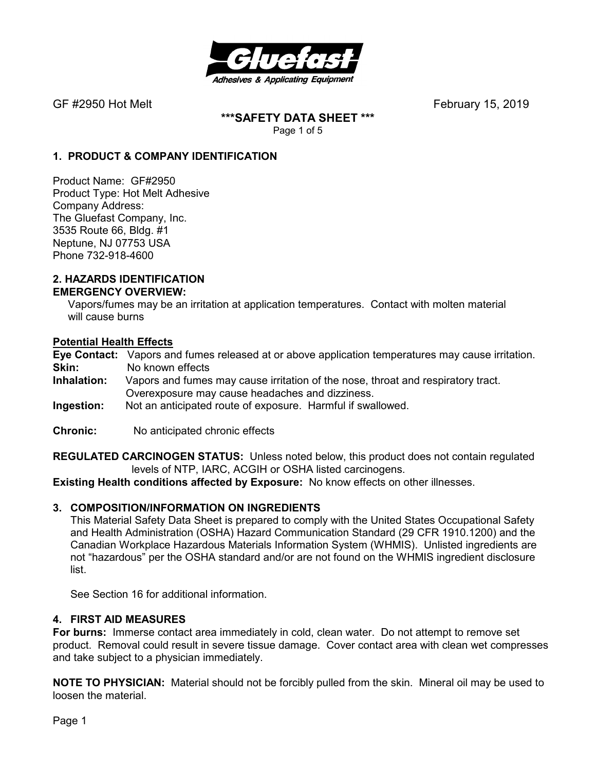GF #2950 Hot Melt February 15, 2019

**\*\*\*SAFETY DATA SHEET \*\*\***

## 1. PRODUCT & COMPANY IDENTIFICATION

Product Name: GF#2950
Product Type: Hot Melt Adhesive
Company Address:
The Gluefast Company, Inc.
3535 Route 66, Bldg. #1
Neptune, NJ 07753 USA
Phone 732-918-4600

## 2. HAZARDS IDENTIFICATION

**EMERGENCY OVERVIEW:**

Vapors/fumes may be an irritation at application temperatures. Contact with molten material will cause burns

**Potential Health Effects**

**Eye Contact:** Vapors and fumes released at or above application temperatures may cause irritation.
**Skin:** No known effects
**Inhalation:** Vapors and fumes may cause irritation of the nose, throat and respiratory tract. Overexposure may cause headaches and dizziness.
**Ingestion:** Not an anticipated route of exposure. Harmful if swallowed.

**Chronic:** No anticipated chronic effects

**REGULATED CARCINOGEN STATUS:** Unless noted below, this product does not contain regulated levels of NTP, IARC, ACGIH or OSHA listed carcinogens.
**Existing Health conditions affected by Exposure:** No know effects on other illnesses.

## 3. COMPOSITION/INFORMATION ON INGREDIENTS

This Material Safety Data Sheet is prepared to comply with the United States Occupational Safety and Health Administration (OSHA) Hazard Communication Standard (29 CFR 1910.1200) and the Canadian Workplace Hazardous Materials Information System (WHMIS). Unlisted ingredients are not "hazardous" per the OSHA standard and/or are not found on the WHMIS ingredient disclosure list.

See Section 16 for additional information.

## 4. FIRST AID MEASURES

**For burns:** Immerse contact area immediately in cold, clean water. Do not attempt to remove set product. Removal could result in severe tissue damage. Cover contact area with clean wet compresses and take subject to a physician immediately.

**NOTE TO PHYSICIAN:** Material should not be forcibly pulled from the skin. Mineral oil may be used to loosen the material.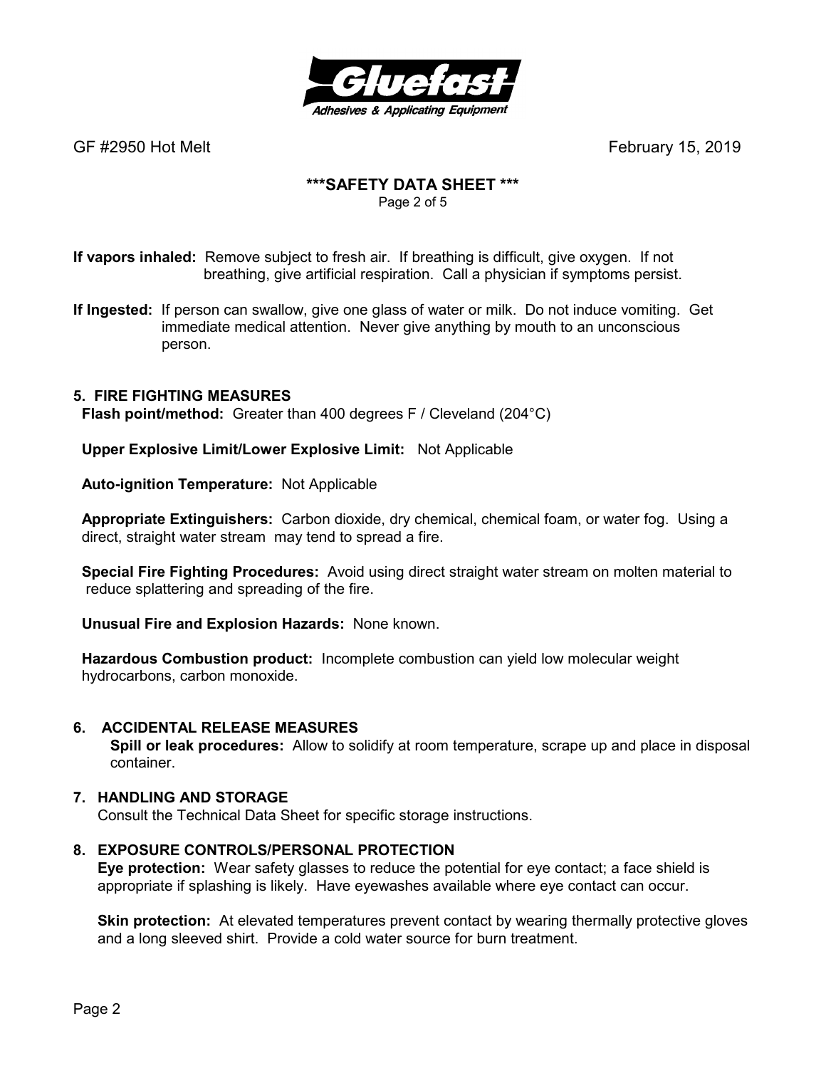**If vapors inhaled:** Remove subject to fresh air. If breathing is difficult, give oxygen. If not breathing, give artificial respiration. Call a physician if symptoms persist.

**If Ingested:** If person can swallow, give one glass of water or milk. Do not induce vomiting. Get immediate medical attention. Never give anything by mouth to an unconscious person.

## 5. FIRE FIGHTING MEASURES

**Flash point/method:** Greater than 400 degrees F / Cleveland (204°C)

**Upper Explosive Limit/Lower Explosive Limit:** Not Applicable

**Auto-ignition Temperature:** Not Applicable

**Appropriate Extinguishers:** Carbon dioxide, dry chemical, chemical foam, or water fog. Using a direct, straight water stream may tend to spread a fire.

**Special Fire Fighting Procedures:** Avoid using direct straight water stream on molten material to reduce splattering and spreading of the fire.

**Unusual Fire and Explosion Hazards:** None known.

**Hazardous Combustion product:** Incomplete combustion can yield low molecular weight hydrocarbons, carbon monoxide.

## 6. ACCIDENTAL RELEASE MEASURES

**Spill or leak procedures:** Allow to solidify at room temperature, scrape up and place in disposal container.

## 7. HANDLING AND STORAGE

Consult the Technical Data Sheet for specific storage instructions.

## 8. EXPOSURE CONTROLS/PERSONAL PROTECTION

**Eye protection:** Wear safety glasses to reduce the potential for eye contact; a face shield is appropriate if splashing is likely. Have eyewashes available where eye contact can occur.

**Skin protection:** At elevated temperatures prevent contact by wearing thermally protective gloves and a long sleeved shirt. Provide a cold water source for burn treatment.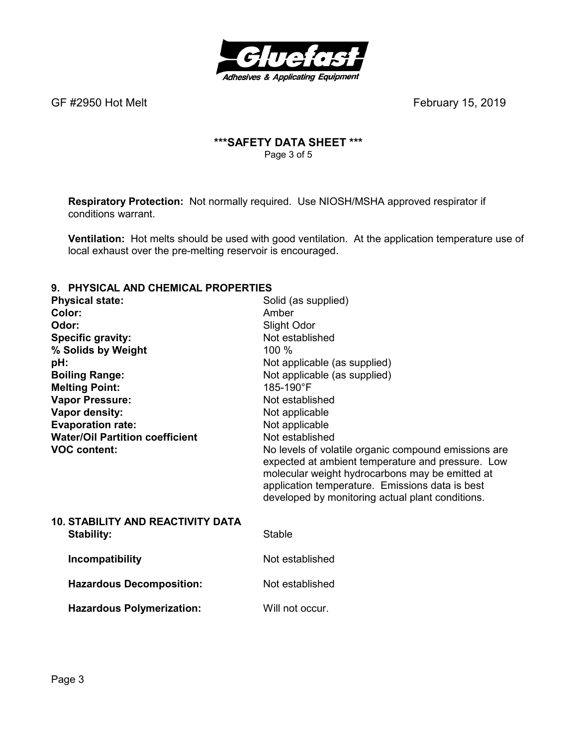**Respiratory Protection:** Not normally required. Use NIOSH/MSHA approved respirator if conditions warrant.

**Ventilation:** Hot melts should be used with good ventilation. At the application temperature use of local exhaust over the pre-melting reservoir is encouraged.

## 9. PHYSICAL AND CHEMICAL PROPERTIES

| | |
|---|---|
| **Physical state:** | Solid (as supplied) |
| **Color:** | Amber |
| **Odor:** | Slight Odor |
| **Specific gravity:** | Not established |
| **% Solids by Weight** | 100 % |
| **pH:** | Not applicable (as supplied) |
| **Boiling Range:** | Not applicable (as supplied) |
| **Melting Point:** | 185-190°F |
| **Vapor Pressure:** | Not established |
| **Vapor density:** | Not applicable |
| **Evaporation rate:** | Not applicable |
| **Water/Oil Partition coefficient** | Not established |
| **VOC content:** | No levels of volatile organic compound emissions are expected at ambient temperature and pressure. Low molecular weight hydrocarbons may be emitted at application temperature. Emissions data is best developed by monitoring actual plant conditions. |

## 10. STABILITY AND REACTIVITY DATA

| | |
|---|---|
| **Stability:** | Stable |
| **Incompatibility** | Not established |
| **Hazardous Decomposition:** | Not established |
| **Hazardous Polymerization:** | Will not occur. |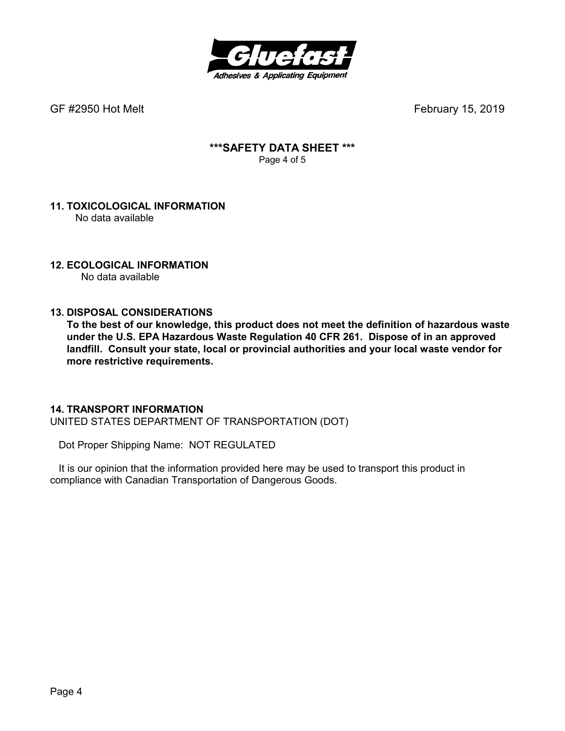## 11. TOXICOLOGICAL INFORMATION

No data available

## 12. ECOLOGICAL INFORMATION

No data available

## 13. DISPOSAL CONSIDERATIONS

**To the best of our knowledge, this product does not meet the definition of hazardous waste under the U.S. EPA Hazardous Waste Regulation 40 CFR 261. Dispose of in an approved landfill. Consult your state, local or provincial authorities and your local waste vendor for more restrictive requirements.**

## 14. TRANSPORT INFORMATION

UNITED STATES DEPARTMENT OF TRANSPORTATION (DOT)

Dot Proper Shipping Name: NOT REGULATED

It is our opinion that the information provided here may be used to transport this product in compliance with Canadian Transportation of Dangerous Goods.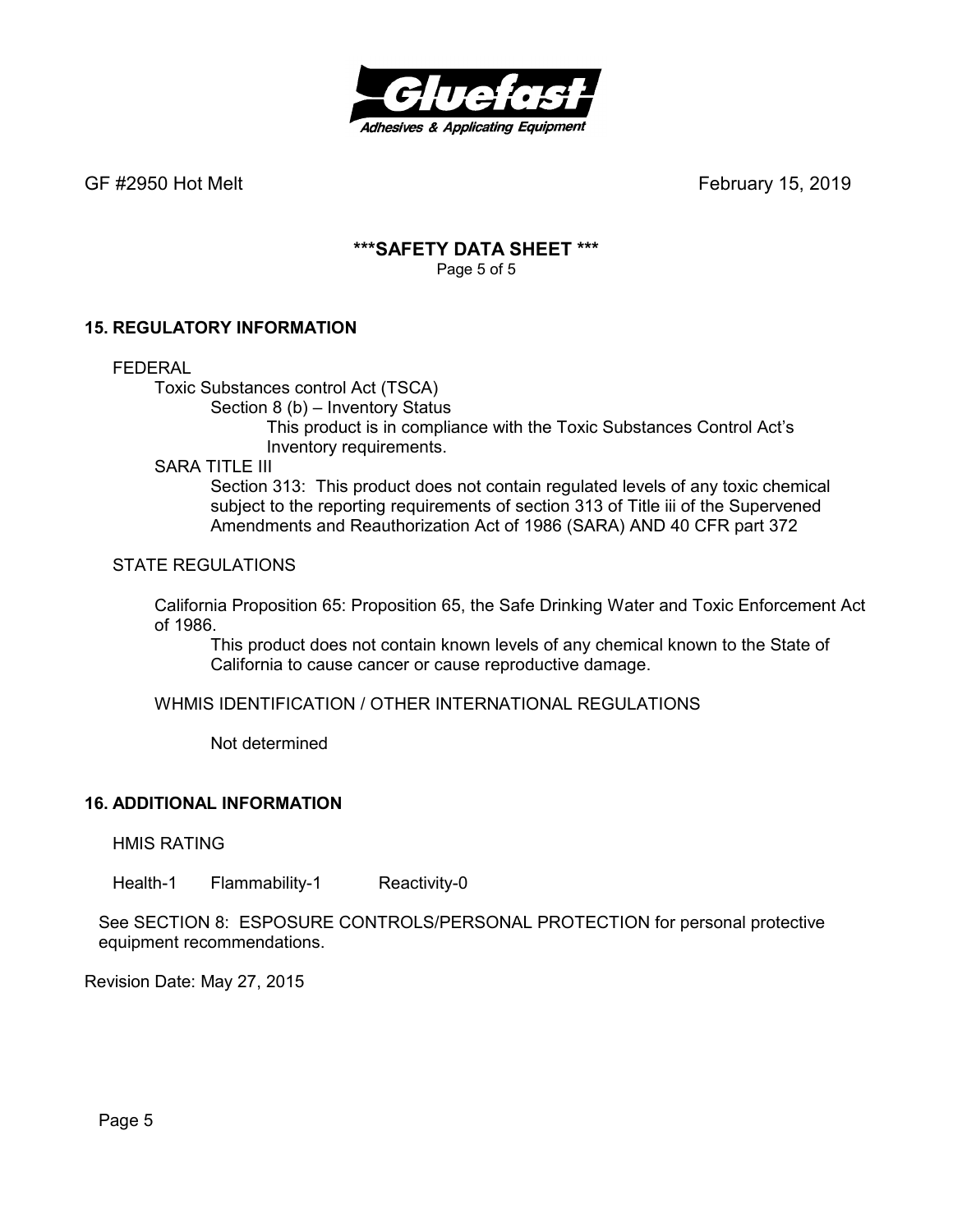## 15. REGULATORY INFORMATION

FEDERAL

Toxic Substances control Act (TSCA)

Section 8 (b) – Inventory Status

This product is in compliance with the Toxic Substances Control Act's Inventory requirements.

SARA TITLE III

Section 313: This product does not contain regulated levels of any toxic chemical subject to the reporting requirements of section 313 of Title iii of the Supervened Amendments and Reauthorization Act of 1986 (SARA) AND 40 CFR part 372

STATE REGULATIONS

California Proposition 65: Proposition 65, the Safe Drinking Water and Toxic Enforcement Act of 1986.

This product does not contain known levels of any chemical known to the State of California to cause cancer or cause reproductive damage.

WHMIS IDENTIFICATION / OTHER INTERNATIONAL REGULATIONS

Not determined

## 16. ADDITIONAL INFORMATION

HMIS RATING

Health-1 Flammability-1 Reactivity-0

See SECTION 8: ESPOSURE CONTROLS/PERSONAL PROTECTION for personal protective equipment recommendations.

Revision Date: May 27, 2015